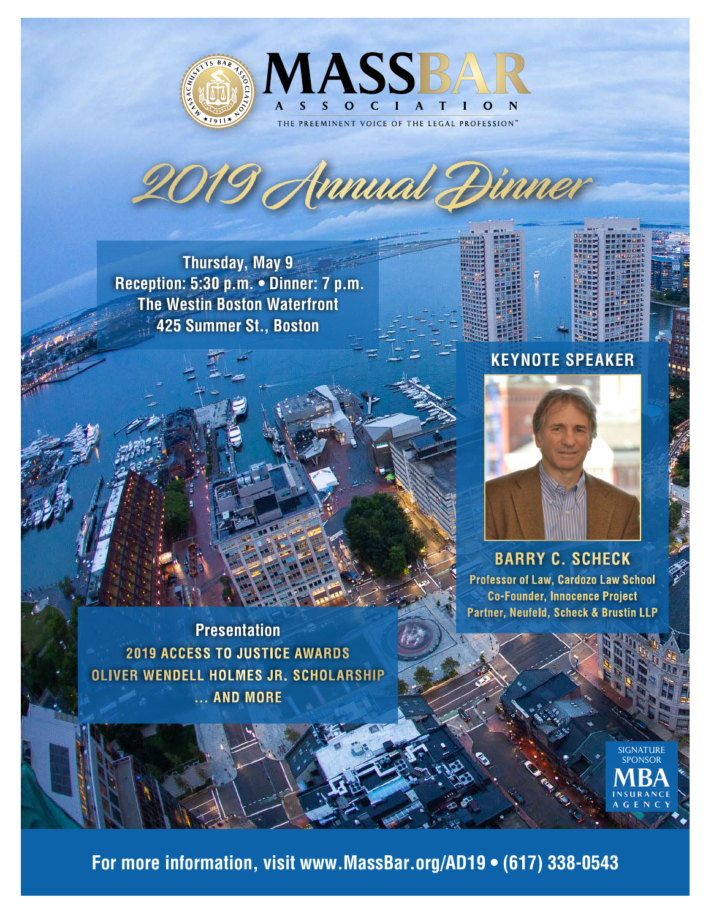# MASSBAR ASSOCIATION

THE PREEMINENT VOICE OF THE LEGAL PROFESSION™

## 2019 Annual Dinner

**Thursday, May 9**
**Reception: 5:30 p.m. • Dinner: 7 p.m.**
**The Westin Boston Waterfront**
**425 Summer St., Boston**

### KEYNOTE SPEAKER

**BARRY C. SCHECK**

Professor of Law, Cardozo Law School
Co-Founder, Innocence Project
Partner, Neufeld, Scheck & Brustin LLP

### Presentation

2019 ACCESS TO JUSTICE AWARDS
OLIVER WENDELL HOLMES JR. SCHOLARSHIP
... AND MORE

SIGNATURE SPONSOR
MBA INSURANCE AGENCY

**For more information, visit www.MassBar.org/AD19 • (617) 338-0543**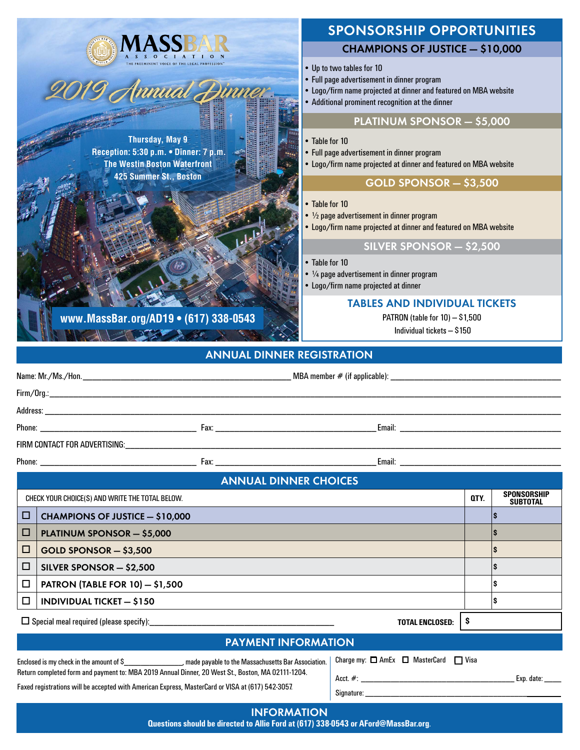# MASSBAR ASSOCIATION

THE PREEMINENT VOICE OF THE LEGAL PROFESSION™

## 2019 Annual Dinner

**Thursday, May 9**
**Reception: 5:30 p.m. • Dinner: 7 p.m.**
**The Westin Boston Waterfront**
**425 Summer St., Boston**

**www.MassBar.org/AD19 • (617) 338-0543**

## SPONSORSHIP OPPORTUNITIES

### CHAMPIONS OF JUSTICE — $10,000

- Up to two tables for 10
- Full page advertisement in dinner program
- Logo/firm name projected at dinner and featured on MBA website
- Additional prominent recognition at the dinner

### PLATINUM SPONSOR — $5,000

- Table for 10
- Full page advertisement in dinner program
- Logo/firm name projected at dinner and featured on MBA website

### GOLD SPONSOR — $3,500

- Table for 10
- ½ page advertisement in dinner program
- Logo/firm name projected at dinner and featured on MBA website

### SILVER SPONSOR — $2,500

- Table for 10
- ¼ page advertisement in dinner program
- Logo/firm name projected at dinner

### TABLES AND INDIVIDUAL TICKETS

PATRON (table for 10) – $1,500

Individual tickets – $150

## ANNUAL DINNER REGISTRATION

Name: Mr./Ms./Hon.______________________________ MBA member # (if applicable): ______________________

Firm/Org.:______________________________________________________________

Address: ______________________________________________________________

Phone: ____________________ Fax: ____________________ Email: ____________________

FIRM CONTACT FOR ADVERTISING:______________________________________________

Phone: ____________________ Fax: ____________________ Email: ____________________

## ANNUAL DINNER CHOICES

| | CHECK YOUR CHOICE(S) AND WRITE THE TOTAL BELOW. | QTY. | SPONSORSHIP SUBTOTAL |
|---|---|---|---|
| ☐ | **CHAMPIONS OF JUSTICE — $10,000** | | $ |
| ☐ | **PLATINUM SPONSOR — $5,000** | | $ |
| ☐ | **GOLD SPONSOR — $3,500** | | $ |
| ☐ | **SILVER SPONSOR — $2,500** | | $ |
| ☐ | **PATRON (TABLE FOR 10) — $1,500** | | $ |
| ☐ | **INDIVIDUAL TICKET — $150** | | $ |

☐ Special meal required (please specify):______________________________ **TOTAL ENCLOSED:** $

## PAYMENT INFORMATION

Enclosed is my check in the amount of $______________, made payable to the Massachusetts Bar Association.
Return completed form and payment to: MBA 2019 Annual Dinner, 20 West St., Boston, MA 02111-1204.

Faxed registrations will be accepted with American Express, MasterCard or VISA at (617) 542-3057.

Charge my: ☐ AmEx ☐ MasterCard ☐ Visa

Acct. #: ______________________________ Exp. date: _____

Signature: ______________________________

## INFORMATION

**Questions should be directed to Allie Ford at (617) 338-0543 or AFord@MassBar.org.**